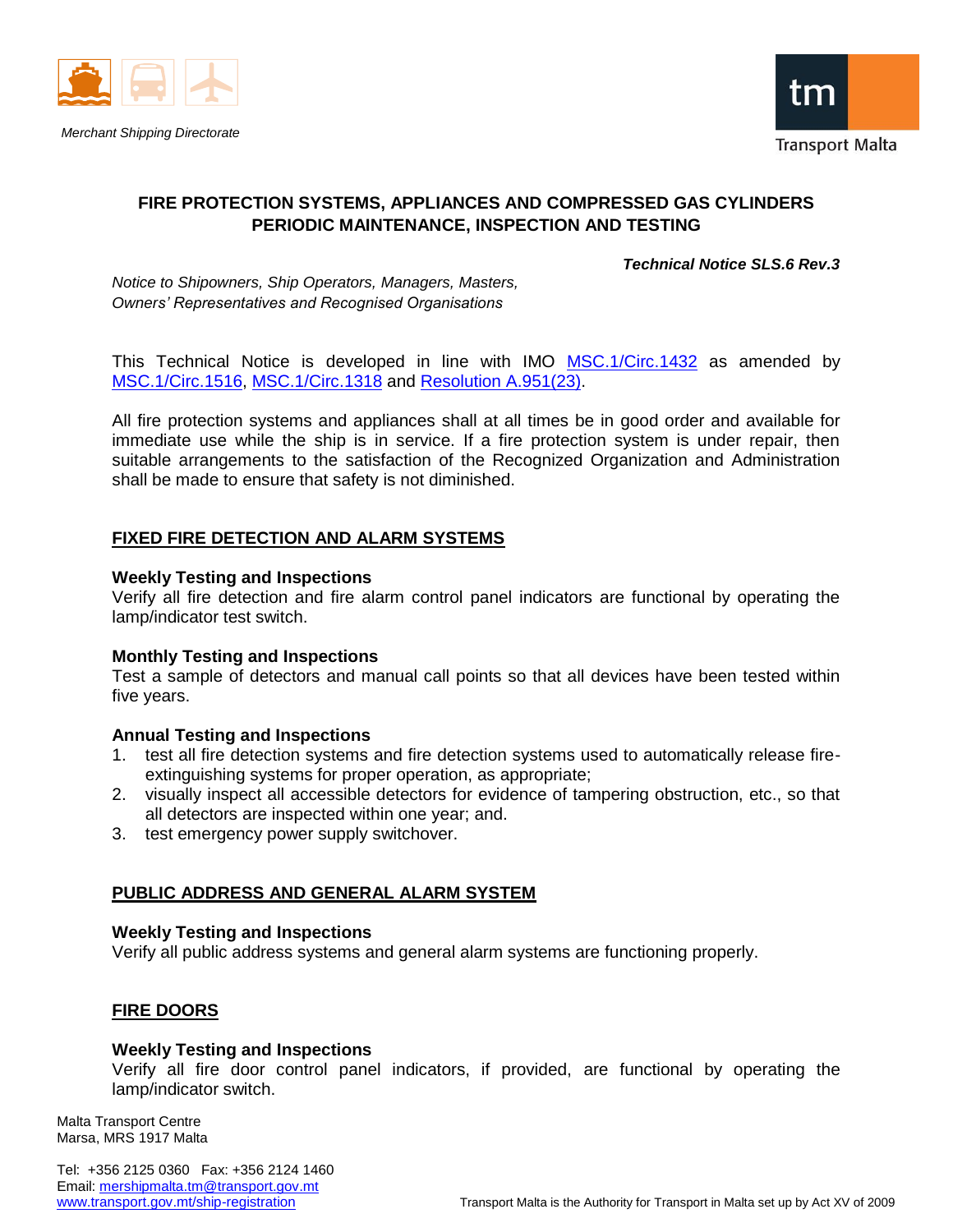Merchant Shipping Directorate

Transport Malta

# FIRE PROTECTION SYSTEMS, APPLIANCES AND COMPRESSED GAS CYLINDERS PERIODIC MAINTENANCE, INSPECTION AND TESTING

***Technical Notice SLS.6 Rev.3***

*Notice to Shipowners, Ship Operators, Managers, Masters, Owners' Representatives and Recognised Organisations*

This Technical Notice is developed in line with IMO MSC.1/Circ.1432 as amended by MSC.1/Circ.1516, MSC.1/Circ.1318 and Resolution A.951(23).

All fire protection systems and appliances shall at all times be in good order and available for immediate use while the ship is in service. If a fire protection system is under repair, then suitable arrangements to the satisfaction of the Recognized Organization and Administration shall be made to ensure that safety is not diminished.

## FIXED FIRE DETECTION AND ALARM SYSTEMS

### Weekly Testing and Inspections

Verify all fire detection and fire alarm control panel indicators are functional by operating the lamp/indicator test switch.

### Monthly Testing and Inspections

Test a sample of detectors and manual call points so that all devices have been tested within five years.

### Annual Testing and Inspections

1. test all fire detection systems and fire detection systems used to automatically release fire-extinguishing systems for proper operation, as appropriate;
2. visually inspect all accessible detectors for evidence of tampering obstruction, etc., so that all detectors are inspected within one year; and.
3. test emergency power supply switchover.

## PUBLIC ADDRESS AND GENERAL ALARM SYSTEM

### Weekly Testing and Inspections

Verify all public address systems and general alarm systems are functioning properly.

## FIRE DOORS

### Weekly Testing and Inspections

Verify all fire door control panel indicators, if provided, are functional by operating the lamp/indicator switch.

Malta Transport Centre
Marsa, MRS 1917 Malta

Tel: +356 2125 0360 Fax: +356 2124 1460
Email: mershipmalta.tm@transport.gov.mt
www.transport.gov.mt/ship-registration

Transport Malta is the Authority for Transport in Malta set up by Act XV of 2009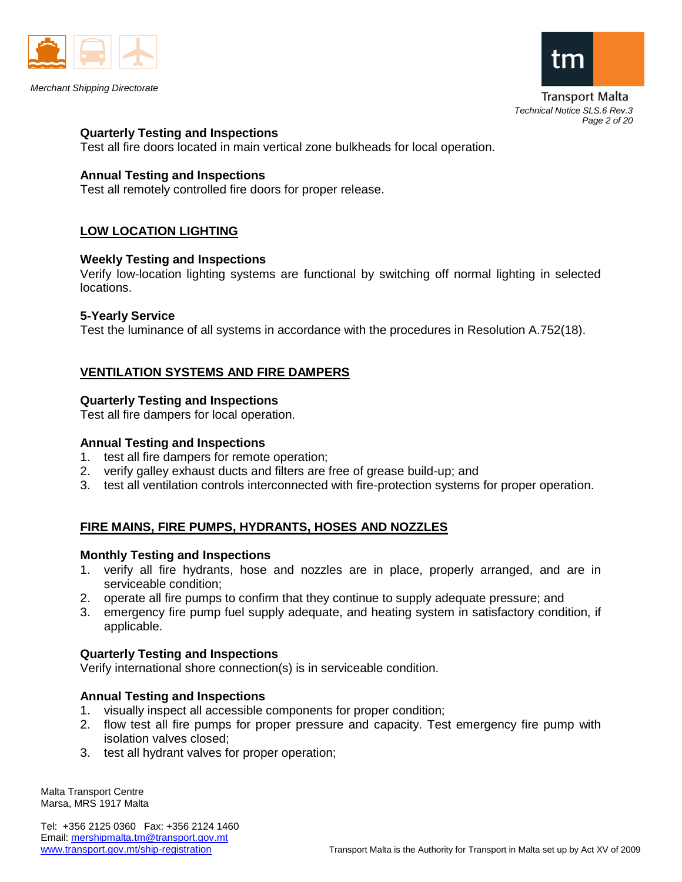**Quarterly Testing and Inspections**
Test all fire doors located in main vertical zone bulkheads for local operation.

**Annual Testing and Inspections**
Test all remotely controlled fire doors for proper release.

## LOW LOCATION LIGHTING

**Weekly Testing and Inspections**
Verify low-location lighting systems are functional by switching off normal lighting in selected locations.

**5-Yearly Service**
Test the luminance of all systems in accordance with the procedures in Resolution A.752(18).

## VENTILATION SYSTEMS AND FIRE DAMPERS

**Quarterly Testing and Inspections**
Test all fire dampers for local operation.

**Annual Testing and Inspections**
1. test all fire dampers for remote operation;
2. verify galley exhaust ducts and filters are free of grease build-up; and
3. test all ventilation controls interconnected with fire-protection systems for proper operation.

## FIRE MAINS, FIRE PUMPS, HYDRANTS, HOSES AND NOZZLES

**Monthly Testing and Inspections**
1. verify all fire hydrants, hose and nozzles are in place, properly arranged, and are in serviceable condition;
2. operate all fire pumps to confirm that they continue to supply adequate pressure; and
3. emergency fire pump fuel supply adequate, and heating system in satisfactory condition, if applicable.

**Quarterly Testing and Inspections**
Verify international shore connection(s) is in serviceable condition.

**Annual Testing and Inspections**
1. visually inspect all accessible components for proper condition;
2. flow test all fire pumps for proper pressure and capacity. Test emergency fire pump with isolation valves closed;
3. test all hydrant valves for proper operation;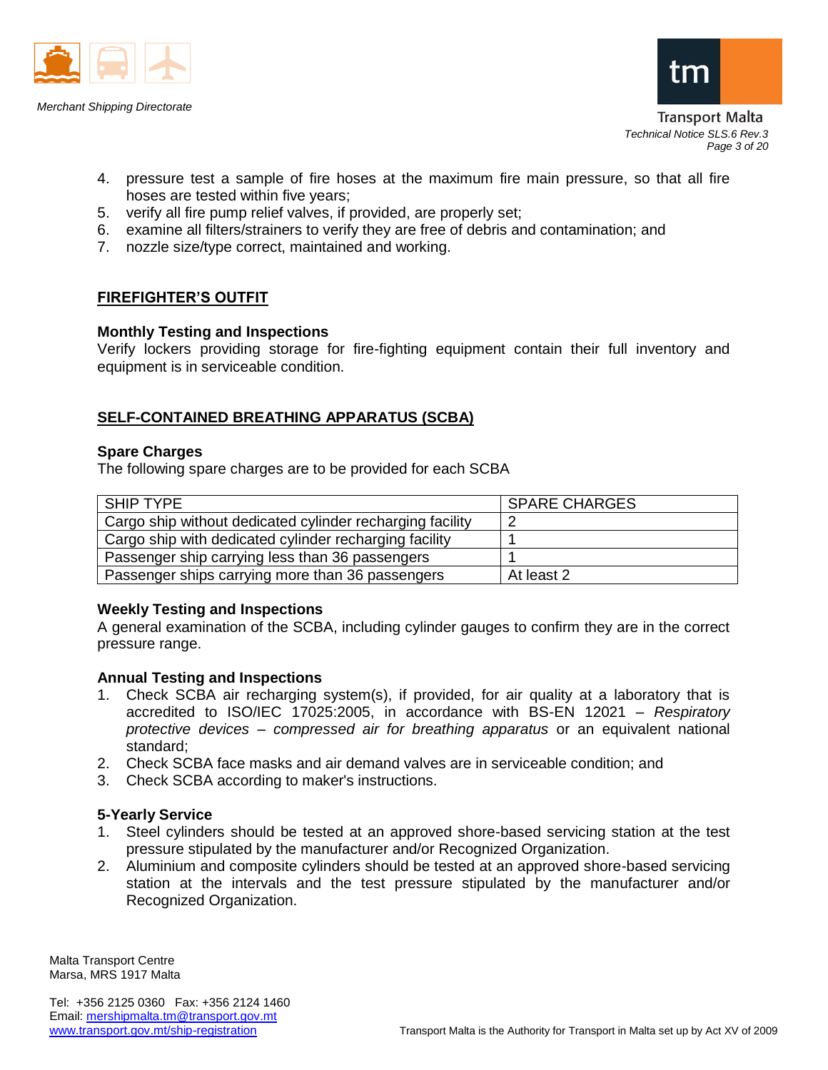4. pressure test a sample of fire hoses at the maximum fire main pressure, so that all fire hoses are tested within five years;
5. verify all fire pump relief valves, if provided, are properly set;
6. examine all filters/strainers to verify they are free of debris and contamination; and
7. nozzle size/type correct, maintained and working.

## FIREFIGHTER'S OUTFIT

### Monthly Testing and Inspections

Verify lockers providing storage for fire-fighting equipment contain their full inventory and equipment is in serviceable condition.

## SELF-CONTAINED BREATHING APPARATUS (SCBA)

### Spare Charges

The following spare charges are to be provided for each SCBA

| SHIP TYPE | SPARE CHARGES |
|---|---|
| Cargo ship without dedicated cylinder recharging facility | 2 |
| Cargo ship with dedicated cylinder recharging facility | 1 |
| Passenger ship carrying less than 36 passengers | 1 |
| Passenger ships carrying more than 36 passengers | At least 2 |

### Weekly Testing and Inspections

A general examination of the SCBA, including cylinder gauges to confirm they are in the correct pressure range.

### Annual Testing and Inspections

1. Check SCBA air recharging system(s), if provided, for air quality at a laboratory that is accredited to ISO/IEC 17025:2005, in accordance with BS-EN 12021 – *Respiratory protective devices – compressed air for breathing apparatus* or an equivalent national standard;
2. Check SCBA face masks and air demand valves are in serviceable condition; and
3. Check SCBA according to maker's instructions.

### 5-Yearly Service

1. Steel cylinders should be tested at an approved shore-based servicing station at the test pressure stipulated by the manufacturer and/or Recognized Organization.
2. Aluminium and composite cylinders should be tested at an approved shore-based servicing station at the intervals and the test pressure stipulated by the manufacturer and/or Recognized Organization.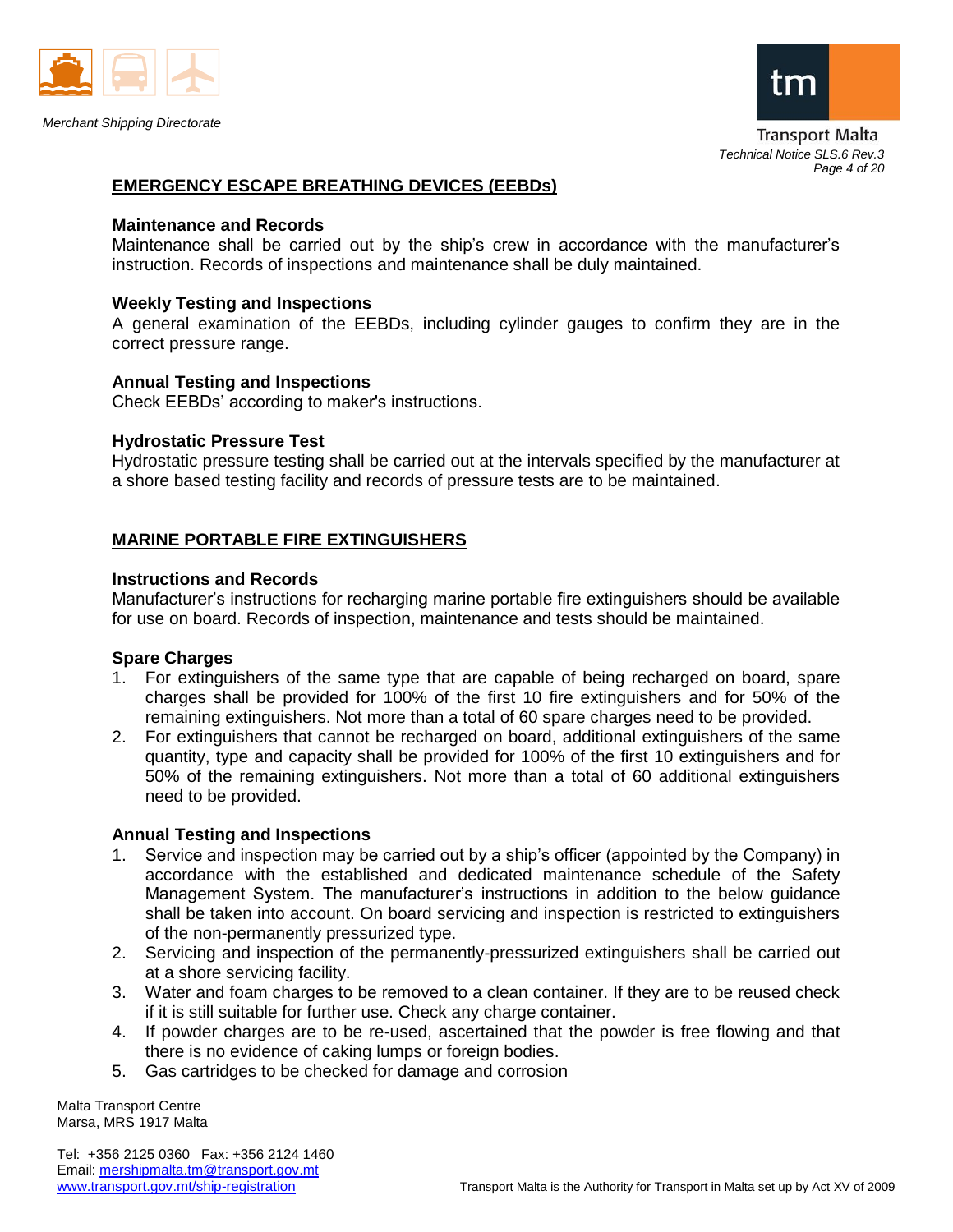## EMERGENCY ESCAPE BREATHING DEVICES (EEBDs)

### Maintenance and Records

Maintenance shall be carried out by the ship's crew in accordance with the manufacturer's instruction. Records of inspections and maintenance shall be duly maintained.

### Weekly Testing and Inspections

A general examination of the EEBDs, including cylinder gauges to confirm they are in the correct pressure range.

### Annual Testing and Inspections

Check EEBDs' according to maker's instructions.

### Hydrostatic Pressure Test

Hydrostatic pressure testing shall be carried out at the intervals specified by the manufacturer at a shore based testing facility and records of pressure tests are to be maintained.

## MARINE PORTABLE FIRE EXTINGUISHERS

### Instructions and Records

Manufacturer's instructions for recharging marine portable fire extinguishers should be available for use on board. Records of inspection, maintenance and tests should be maintained.

### Spare Charges

1. For extinguishers of the same type that are capable of being recharged on board, spare charges shall be provided for 100% of the first 10 fire extinguishers and for 50% of the remaining extinguishers. Not more than a total of 60 spare charges need to be provided.
2. For extinguishers that cannot be recharged on board, additional extinguishers of the same quantity, type and capacity shall be provided for 100% of the first 10 extinguishers and for 50% of the remaining extinguishers. Not more than a total of 60 additional extinguishers need to be provided.

### Annual Testing and Inspections

1. Service and inspection may be carried out by a ship's officer (appointed by the Company) in accordance with the established and dedicated maintenance schedule of the Safety Management System. The manufacturer's instructions in addition to the below guidance shall be taken into account. On board servicing and inspection is restricted to extinguishers of the non-permanently pressurized type.
2. Servicing and inspection of the permanently-pressurized extinguishers shall be carried out at a shore servicing facility.
3. Water and foam charges to be removed to a clean container. If they are to be reused check if it is still suitable for further use. Check any charge container.
4. If powder charges are to be re-used, ascertained that the powder is free flowing and that there is no evidence of caking lumps or foreign bodies.
5. Gas cartridges to be checked for damage and corrosion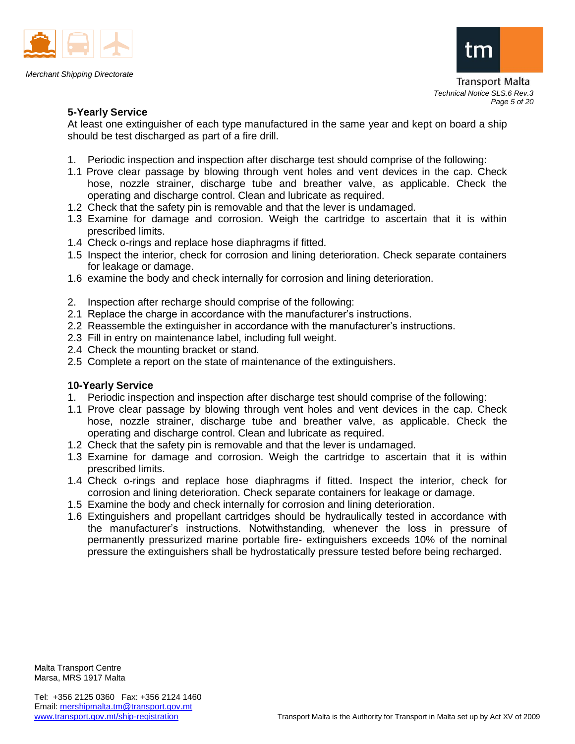**5-Yearly Service**

At least one extinguisher of each type manufactured in the same year and kept on board a ship should be test discharged as part of a fire drill.

1. Periodic inspection and inspection after discharge test should comprise of the following:
1.1 Prove clear passage by blowing through vent holes and vent devices in the cap. Check hose, nozzle strainer, discharge tube and breather valve, as applicable. Check the operating and discharge control. Clean and lubricate as required.
1.2 Check that the safety pin is removable and that the lever is undamaged.
1.3 Examine for damage and corrosion. Weigh the cartridge to ascertain that it is within prescribed limits.
1.4 Check o-rings and replace hose diaphragms if fitted.
1.5 Inspect the interior, check for corrosion and lining deterioration. Check separate containers for leakage or damage.
1.6 examine the body and check internally for corrosion and lining deterioration.

2. Inspection after recharge should comprise of the following:
2.1 Replace the charge in accordance with the manufacturer's instructions.
2.2 Reassemble the extinguisher in accordance with the manufacturer's instructions.
2.3 Fill in entry on maintenance label, including full weight.
2.4 Check the mounting bracket or stand.
2.5 Complete a report on the state of maintenance of the extinguishers.

**10-Yearly Service**

1. Periodic inspection and inspection after discharge test should comprise of the following:
1.1 Prove clear passage by blowing through vent holes and vent devices in the cap. Check hose, nozzle strainer, discharge tube and breather valve, as applicable. Check the operating and discharge control. Clean and lubricate as required.
1.2 Check that the safety pin is removable and that the lever is undamaged.
1.3 Examine for damage and corrosion. Weigh the cartridge to ascertain that it is within prescribed limits.
1.4 Check o-rings and replace hose diaphragms if fitted. Inspect the interior, check for corrosion and lining deterioration. Check separate containers for leakage or damage.
1.5 Examine the body and check internally for corrosion and lining deterioration.
1.6 Extinguishers and propellant cartridges should be hydraulically tested in accordance with the manufacturer's instructions. Notwithstanding, whenever the loss in pressure of permanently pressurized marine portable fire- extinguishers exceeds 10% of the nominal pressure the extinguishers shall be hydrostatically pressure tested before being recharged.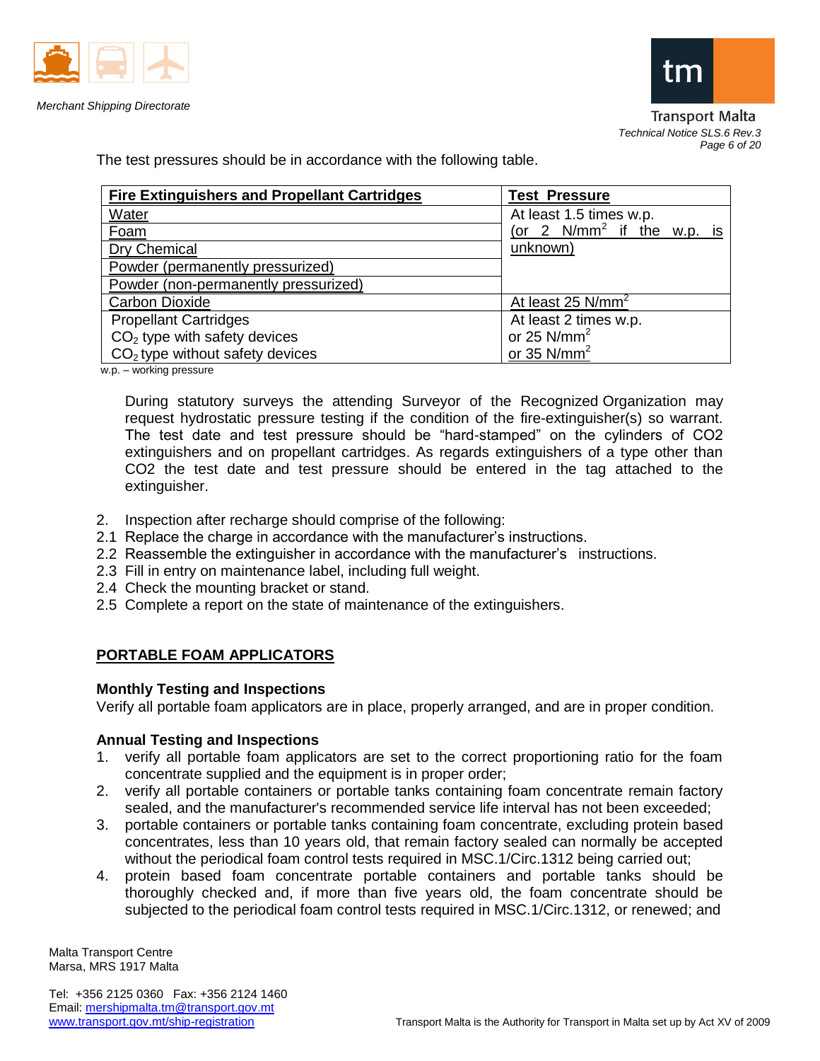The test pressures should be in accordance with the following table.

| Fire Extinguishers and Propellant Cartridges | Test Pressure |
|---|---|
| Water | At least 1.5 times w.p. (or 2 $N/mm^2$ if the w.p. is unknown) |
| Foam | |
| Dry Chemical | |
| Powder (permanently pressurized) | |
| Powder (non-permanently pressurized) | |
| Carbon Dioxide | At least 25 $N/mm^2$ |
| Propellant Cartridges | At least 2 times w.p. |
| $CO_2$ type with safety devices | or 25 $N/mm^2$ |
| $CO_2$ type without safety devices | or 35 $N/mm^2$ |

w.p. – working pressure

During statutory surveys the attending Surveyor of the Recognized Organization may request hydrostatic pressure testing if the condition of the fire-extinguisher(s) so warrant. The test date and test pressure should be "hard-stamped" on the cylinders of CO2 extinguishers and on propellant cartridges. As regards extinguishers of a type other than CO2 the test date and test pressure should be entered in the tag attached to the extinguisher.

2. Inspection after recharge should comprise of the following:

2.1 Replace the charge in accordance with the manufacturer's instructions.

2.2 Reassemble the extinguisher in accordance with the manufacturer's instructions.

2.3 Fill in entry on maintenance label, including full weight.

2.4 Check the mounting bracket or stand.

2.5 Complete a report on the state of maintenance of the extinguishers.

## PORTABLE FOAM APPLICATORS

### Monthly Testing and Inspections

Verify all portable foam applicators are in place, properly arranged, and are in proper condition.

### Annual Testing and Inspections

1. verify all portable foam applicators are set to the correct proportioning ratio for the foam concentrate supplied and the equipment is in proper order;
2. verify all portable containers or portable tanks containing foam concentrate remain factory sealed, and the manufacturer's recommended service life interval has not been exceeded;
3. portable containers or portable tanks containing foam concentrate, excluding protein based concentrates, less than 10 years old, that remain factory sealed can normally be accepted without the periodical foam control tests required in MSC.1/Circ.1312 being carried out;
4. protein based foam concentrate portable containers and portable tanks should be thoroughly checked and, if more than five years old, the foam concentrate should be subjected to the periodical foam control tests required in MSC.1/Circ.1312, or renewed; and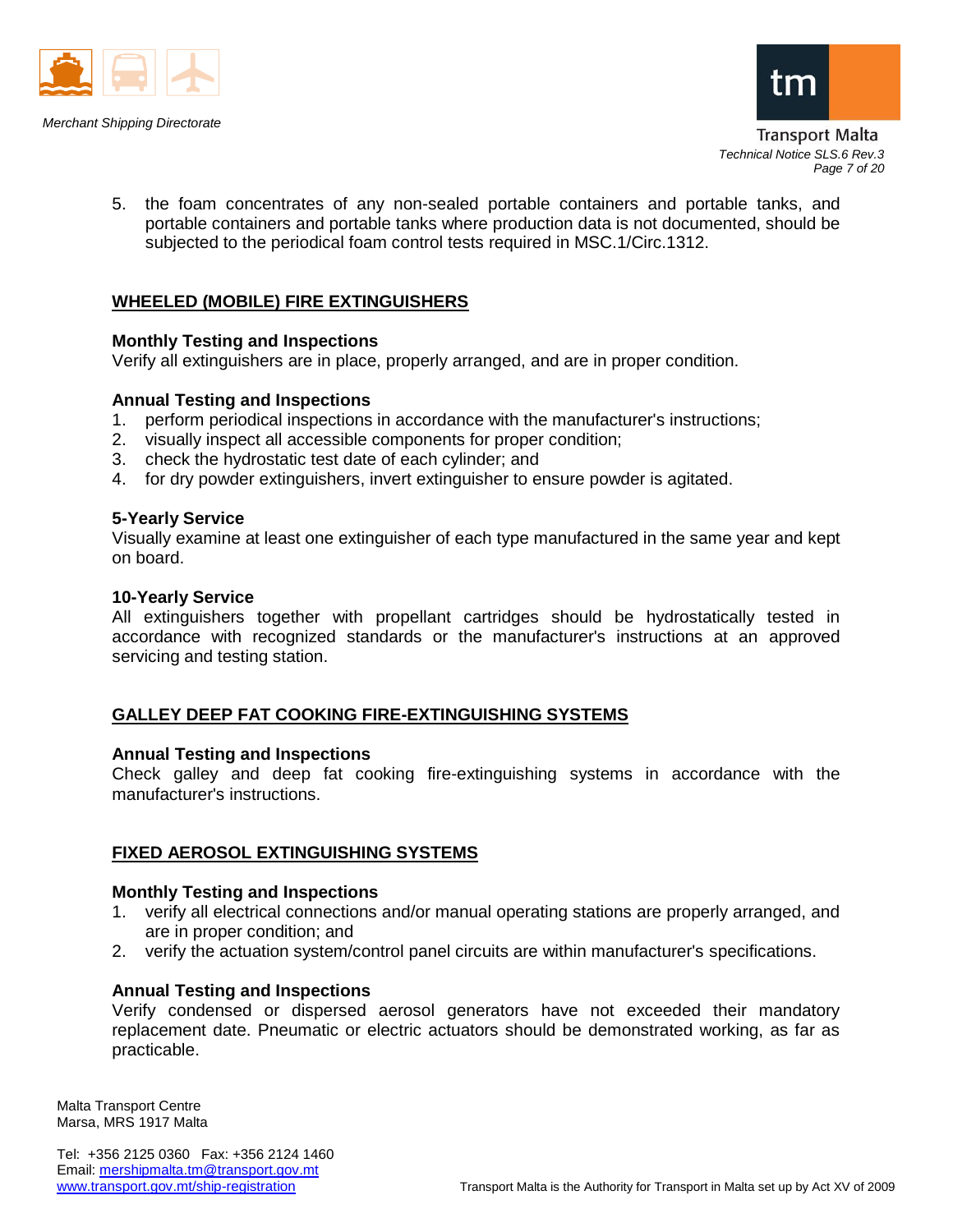5. the foam concentrates of any non-sealed portable containers and portable tanks, and portable containers and portable tanks where production data is not documented, should be subjected to the periodical foam control tests required in MSC.1/Circ.1312.

## WHEELED (MOBILE) FIRE EXTINGUISHERS

**Monthly Testing and Inspections**

Verify all extinguishers are in place, properly arranged, and are in proper condition.

**Annual Testing and Inspections**

1. perform periodical inspections in accordance with the manufacturer's instructions;
2. visually inspect all accessible components for proper condition;
3. check the hydrostatic test date of each cylinder; and
4. for dry powder extinguishers, invert extinguisher to ensure powder is agitated.

**5-Yearly Service**

Visually examine at least one extinguisher of each type manufactured in the same year and kept on board.

**10-Yearly Service**

All extinguishers together with propellant cartridges should be hydrostatically tested in accordance with recognized standards or the manufacturer's instructions at an approved servicing and testing station.

## GALLEY DEEP FAT COOKING FIRE-EXTINGUISHING SYSTEMS

**Annual Testing and Inspections**

Check galley and deep fat cooking fire-extinguishing systems in accordance with the manufacturer's instructions.

## FIXED AEROSOL EXTINGUISHING SYSTEMS

**Monthly Testing and Inspections**

1. verify all electrical connections and/or manual operating stations are properly arranged, and are in proper condition; and
2. verify the actuation system/control panel circuits are within manufacturer's specifications.

**Annual Testing and Inspections**

Verify condensed or dispersed aerosol generators have not exceeded their mandatory replacement date. Pneumatic or electric actuators should be demonstrated working, as far as practicable.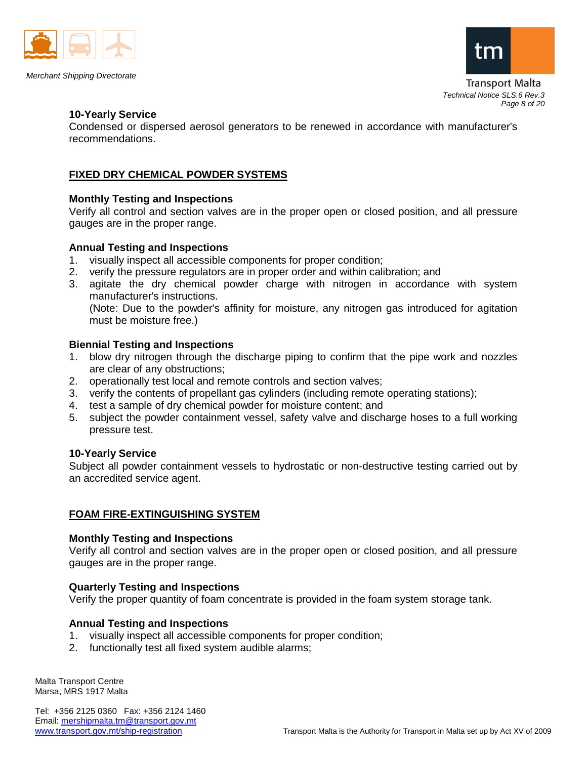**10-Yearly Service**

Condensed or dispersed aerosol generators to be renewed in accordance with manufacturer's recommendations.

## FIXED DRY CHEMICAL POWDER SYSTEMS

**Monthly Testing and Inspections**

Verify all control and section valves are in the proper open or closed position, and all pressure gauges are in the proper range.

**Annual Testing and Inspections**

1. visually inspect all accessible components for proper condition;
2. verify the pressure regulators are in proper order and within calibration; and
3. agitate the dry chemical powder charge with nitrogen in accordance with system manufacturer's instructions.
   (Note: Due to the powder's affinity for moisture, any nitrogen gas introduced for agitation must be moisture free.)

**Biennial Testing and Inspections**

1. blow dry nitrogen through the discharge piping to confirm that the pipe work and nozzles are clear of any obstructions;
2. operationally test local and remote controls and section valves;
3. verify the contents of propellant gas cylinders (including remote operating stations);
4. test a sample of dry chemical powder for moisture content; and
5. subject the powder containment vessel, safety valve and discharge hoses to a full working pressure test.

**10-Yearly Service**

Subject all powder containment vessels to hydrostatic or non-destructive testing carried out by an accredited service agent.

## FOAM FIRE-EXTINGUISHING SYSTEM

**Monthly Testing and Inspections**

Verify all control and section valves are in the proper open or closed position, and all pressure gauges are in the proper range.

**Quarterly Testing and Inspections**

Verify the proper quantity of foam concentrate is provided in the foam system storage tank.

**Annual Testing and Inspections**

1. visually inspect all accessible components for proper condition;
2. functionally test all fixed system audible alarms;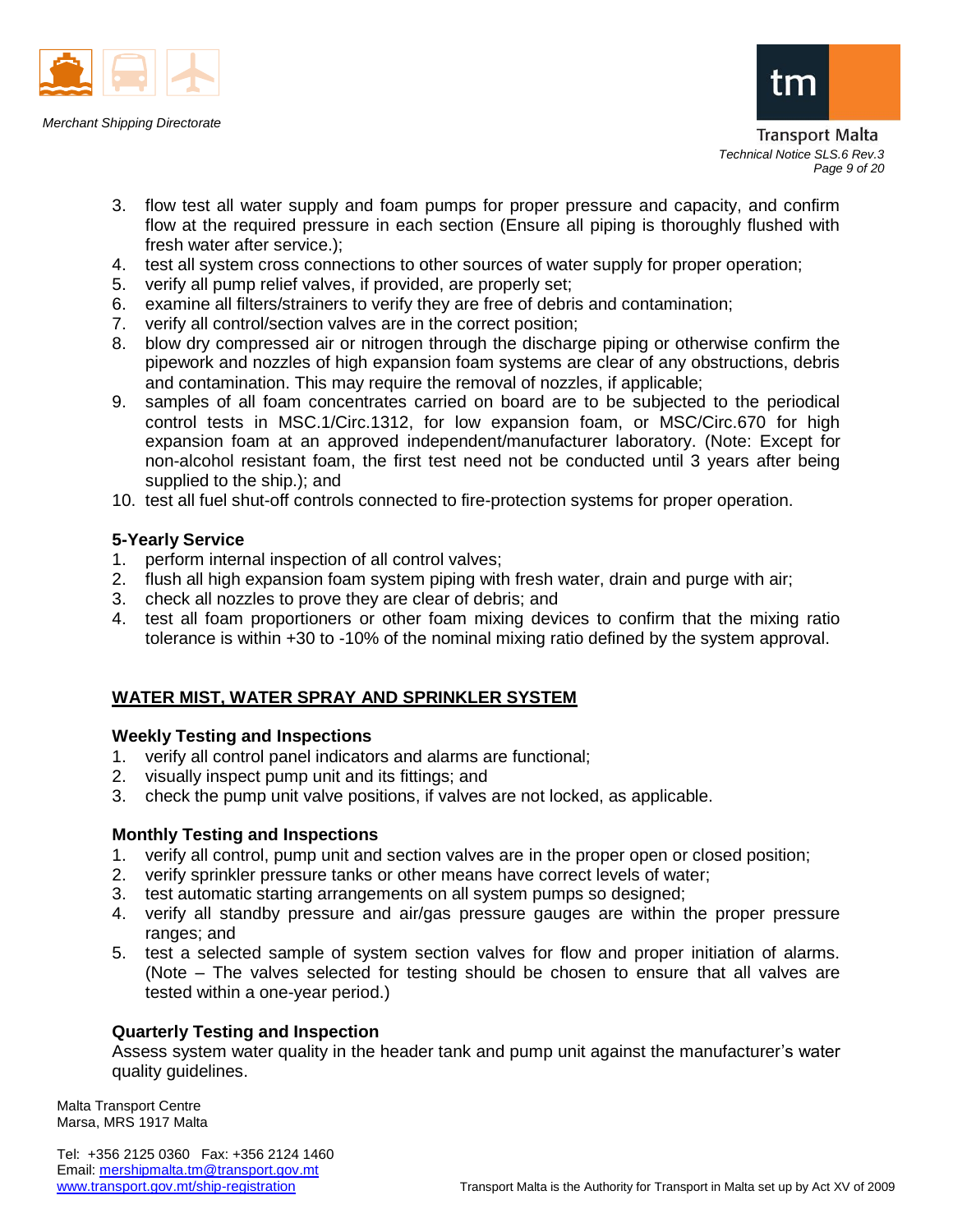3. flow test all water supply and foam pumps for proper pressure and capacity, and confirm flow at the required pressure in each section (Ensure all piping is thoroughly flushed with fresh water after service.);
4. test all system cross connections to other sources of water supply for proper operation;
5. verify all pump relief valves, if provided, are properly set;
6. examine all filters/strainers to verify they are free of debris and contamination;
7. verify all control/section valves are in the correct position;
8. blow dry compressed air or nitrogen through the discharge piping or otherwise confirm the pipework and nozzles of high expansion foam systems are clear of any obstructions, debris and contamination. This may require the removal of nozzles, if applicable;
9. samples of all foam concentrates carried on board are to be subjected to the periodical control tests in MSC.1/Circ.1312, for low expansion foam, or MSC/Circ.670 for high expansion foam at an approved independent/manufacturer laboratory. (Note: Except for non-alcohol resistant foam, the first test need not be conducted until 3 years after being supplied to the ship.); and
10. test all fuel shut-off controls connected to fire-protection systems for proper operation.

**5-Yearly Service**

1. perform internal inspection of all control valves;
2. flush all high expansion foam system piping with fresh water, drain and purge with air;
3. check all nozzles to prove they are clear of debris; and
4. test all foam proportioners or other foam mixing devices to confirm that the mixing ratio tolerance is within +30 to -10% of the nominal mixing ratio defined by the system approval.

## WATER MIST, WATER SPRAY AND SPRINKLER SYSTEM

**Weekly Testing and Inspections**

1. verify all control panel indicators and alarms are functional;
2. visually inspect pump unit and its fittings; and
3. check the pump unit valve positions, if valves are not locked, as applicable.

**Monthly Testing and Inspections**

1. verify all control, pump unit and section valves are in the proper open or closed position;
2. verify sprinkler pressure tanks or other means have correct levels of water;
3. test automatic starting arrangements on all system pumps so designed;
4. verify all standby pressure and air/gas pressure gauges are within the proper pressure ranges; and
5. test a selected sample of system section valves for flow and proper initiation of alarms. (Note – The valves selected for testing should be chosen to ensure that all valves are tested within a one-year period.)

**Quarterly Testing and Inspection**

Assess system water quality in the header tank and pump unit against the manufacturer's water quality guidelines.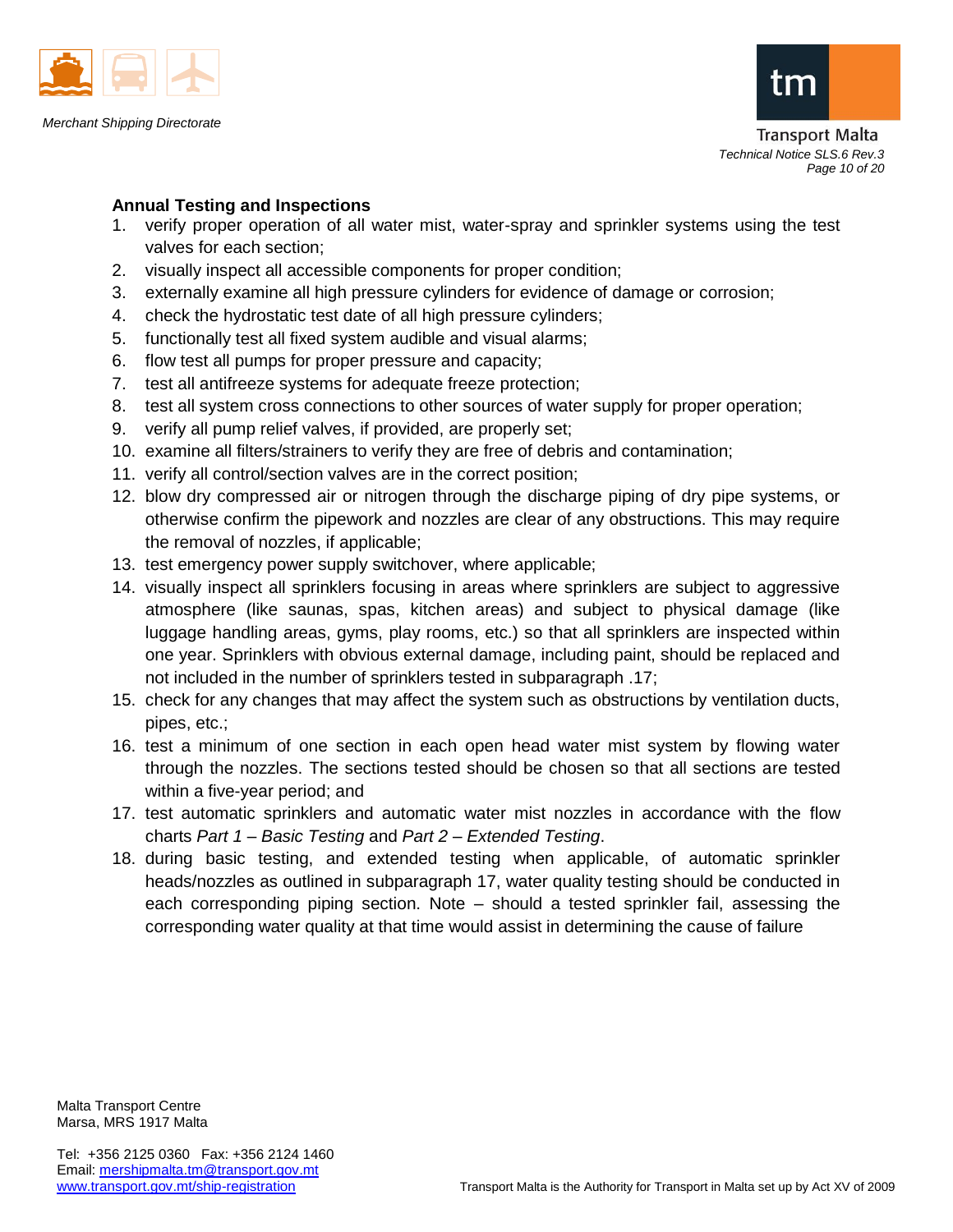**Annual Testing and Inspections**

1. verify proper operation of all water mist, water-spray and sprinkler systems using the test valves for each section;
2. visually inspect all accessible components for proper condition;
3. externally examine all high pressure cylinders for evidence of damage or corrosion;
4. check the hydrostatic test date of all high pressure cylinders;
5. functionally test all fixed system audible and visual alarms;
6. flow test all pumps for proper pressure and capacity;
7. test all antifreeze systems for adequate freeze protection;
8. test all system cross connections to other sources of water supply for proper operation;
9. verify all pump relief valves, if provided, are properly set;
10. examine all filters/strainers to verify they are free of debris and contamination;
11. verify all control/section valves are in the correct position;
12. blow dry compressed air or nitrogen through the discharge piping of dry pipe systems, or otherwise confirm the pipework and nozzles are clear of any obstructions. This may require the removal of nozzles, if applicable;
13. test emergency power supply switchover, where applicable;
14. visually inspect all sprinklers focusing in areas where sprinklers are subject to aggressive atmosphere (like saunas, spas, kitchen areas) and subject to physical damage (like luggage handling areas, gyms, play rooms, etc.) so that all sprinklers are inspected within one year. Sprinklers with obvious external damage, including paint, should be replaced and not included in the number of sprinklers tested in subparagraph .17;
15. check for any changes that may affect the system such as obstructions by ventilation ducts, pipes, etc.;
16. test a minimum of one section in each open head water mist system by flowing water through the nozzles. The sections tested should be chosen so that all sections are tested within a five-year period; and
17. test automatic sprinklers and automatic water mist nozzles in accordance with the flow charts *Part 1 – Basic Testing* and *Part 2 – Extended Testing*.
18. during basic testing, and extended testing when applicable, of automatic sprinkler heads/nozzles as outlined in subparagraph 17, water quality testing should be conducted in each corresponding piping section. Note – should a tested sprinkler fail, assessing the corresponding water quality at that time would assist in determining the cause of failure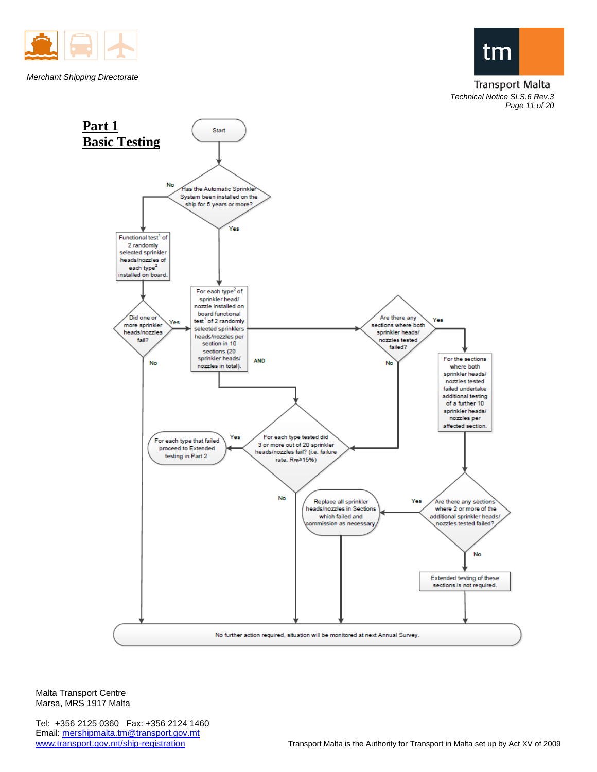# Part 1
## Basic Testing

**Start**

**Has the Automatic Sprinkler System been installed on the ship for 5 years or more?**

- **No** → Functional test[1] of 2 randomly selected sprinkler heads/nozzles of each type[2] installed on board.
  - **Did one or more sprinkler heads/nozzles fail?**
    - **Yes** → proceed to the box below (For each type[2] of sprinkler head/nozzle installed on board…)
    - **No** → No further action required, situation will be monitored at next Annual Survey.
- **Yes** → For each type[2] of sprinkler head/nozzle installed on board functional test[1] of 2 randomly selected sprinklers heads/nozzles per section in 10 sections (20 sprinkler heads/nozzles in total).

**AND**

**Are there any sections where both sprinkler heads/nozzles tested failed?**

- **Yes** → For the sections where both sprinkler heads/nozzles tested failed undertake additional testing of a further 10 sprinkler heads/nozzles per affected section.
  - **Are there any sections where 2 or more of the additional sprinkler heads/nozzles tested failed?**
    - **Yes** → Replace all sprinkler heads/nozzles in Sections which failed and commission as necessary. → No further action required, situation will be monitored at next Annual Survey.
    - **No** → Extended testing of these sections is not required. → No further action required, situation will be monitored at next Annual Survey.
- **No** → proceed to the question below.

**For each type tested did 3 or more out of 20 sprinkler heads/nozzles fail? (i.e. failure rate, $R_{FB} \geq 15\%$)**

- **Yes** → For each type that failed proceed to Extended testing in Part 2.
- **No** → No further action required, situation will be monitored at next Annual Survey.

**No further action required, situation will be monitored at next Annual Survey.**

Malta Transport Centre
Marsa, MRS 1917 Malta

Tel: +356 2125 0360 Fax: +356 2124 1460
Email: mershipmalta.tm@transport.gov.mt
www.transport.gov.mt/ship-registration

Transport Malta is the Authority for Transport in Malta set up by Act XV of 2009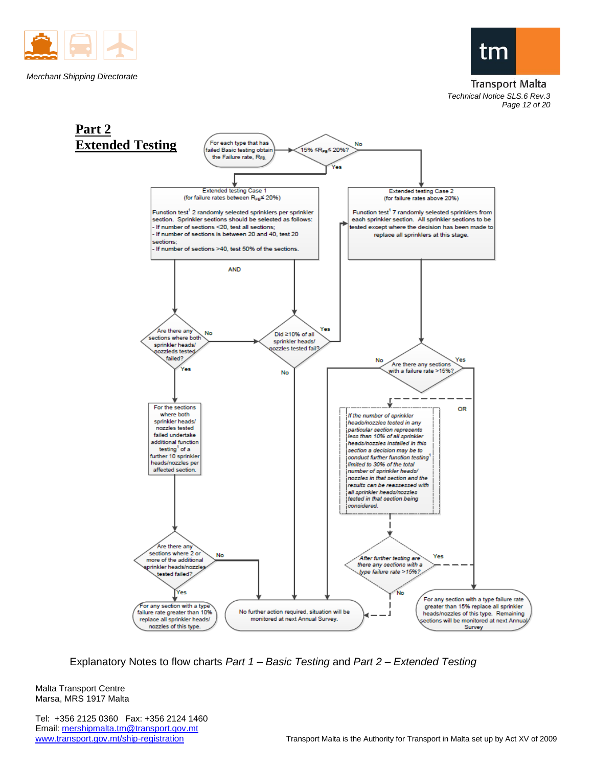## Part 2
## Extended Testing

For each type that has failed Basic testing obtain the Failure rate, $R_{FB}$.

$15\% \leq R_{FB} \leq 20\%$?

- No → Extended testing Case 2
- Yes → Extended testing Case 1

**Extended testing Case 1**
(for failure rates between $R_{FB} \leq 20\%$)

Function test[1] 2 randomly selected sprinklers per sprinkler section. Sprinkler sections should be selected as follows:
- If number of sections <20, test all sections;
- If number of sections is between 20 and 40, test 20 sections;
- If number of sections >40, test 50% of the sections.

AND

Are there any sections where both sprinkler heads/ nozzleds tested failed?

- No → Did ≥10% of all sprinkler heads/ nozzles tested fail?
- Yes → For the sections where both sprinkler heads/ nozzles tested failed undertake additional function testing[1] of a further 10 sprinkler heads/nozzles per affected section.

Did ≥10% of all sprinkler heads/ nozzles tested fail?

- Yes → Extended testing Case 2
- No → No further action required, situation will be monitored at next Annual Survey.

Are there any sections where 2 or more of the additional sprinkler heads/nozzles tested failed?

- No → No further action required, situation will be monitored at next Annual Survey.
- Yes → For any section with a type failure rate greater than 10% replace all sprinkler heads/ nozzles of this type.

**Extended testing Case 2**
(for failure rates above 20%)

Function test[1] 7 randomly selected sprinklers from each sprinkler section. All sprinkler sections to be tested except where the decision has been made to replace all sprinklers at this stage.

Are there any sections with a failure rate >15%?

- No → No further action required, situation will be monitored at next Annual Survey.
- Yes → For any section with a type failure rate greater than 15% replace all sprinkler heads/nozzles of this type. Remaining sections will be monitored at next Annual Survey
- OR → *If the number of sprinkler heads/nozzles tested in any particular section represents less than 10% of all sprinkler heads/nozzles installed in this section a decision may be to conduct further function testing[1] limited to 30% of the total number of sprinkler heads/ nozzles in that section and the results can be reassessed with all sprinkler heads/nozzles tested in that section being considered.*

*After further testing are there any sections with a type failure rate >15%?*

- Yes → For any section with a type failure rate greater than 15% replace all sprinkler heads/nozzles of this type. Remaining sections will be monitored at next Annual Survey
- No → No further action required, situation will be monitored at next Annual Survey.

Explanatory Notes to flow charts *Part 1 – Basic Testing* and *Part 2 – Extended Testing*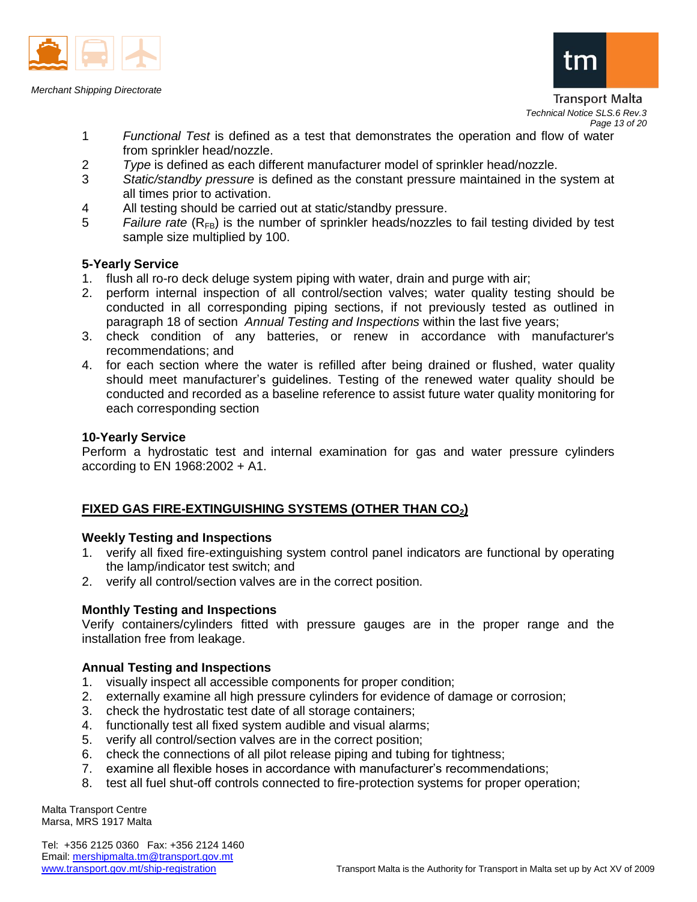1 *Functional Test* is defined as a test that demonstrates the operation and flow of water from sprinkler head/nozzle.

2 *Type* is defined as each different manufacturer model of sprinkler head/nozzle.

3 *Static/standby pressure* is defined as the constant pressure maintained in the system at all times prior to activation.

4 All testing should be carried out at static/standby pressure.

5 *Failure rate* ($R_{FB}$) is the number of sprinkler heads/nozzles to fail testing divided by test sample size multiplied by 100.

**5-Yearly Service**

1. flush all ro-ro deck deluge system piping with water, drain and purge with air;
2. perform internal inspection of all control/section valves; water quality testing should be conducted in all corresponding piping sections, if not previously tested as outlined in paragraph 18 of section *Annual Testing and Inspections* within the last five years;
3. check condition of any batteries, or renew in accordance with manufacturer's recommendations; and
4. for each section where the water is refilled after being drained or flushed, water quality should meet manufacturer's guidelines. Testing of the renewed water quality should be conducted and recorded as a baseline reference to assist future water quality monitoring for each corresponding section

**10-Yearly Service**

Perform a hydrostatic test and internal examination for gas and water pressure cylinders according to EN 1968:2002 + A1.

## FIXED GAS FIRE-EXTINGUISHING SYSTEMS (OTHER THAN $CO_2$)

**Weekly Testing and Inspections**

1. verify all fixed fire-extinguishing system control panel indicators are functional by operating the lamp/indicator test switch; and
2. verify all control/section valves are in the correct position.

**Monthly Testing and Inspections**

Verify containers/cylinders fitted with pressure gauges are in the proper range and the installation free from leakage.

**Annual Testing and Inspections**

1. visually inspect all accessible components for proper condition;
2. externally examine all high pressure cylinders for evidence of damage or corrosion;
3. check the hydrostatic test date of all storage containers;
4. functionally test all fixed system audible and visual alarms;
5. verify all control/section valves are in the correct position;
6. check the connections of all pilot release piping and tubing for tightness;
7. examine all flexible hoses in accordance with manufacturer's recommendations;
8. test all fuel shut-off controls connected to fire-protection systems for proper operation;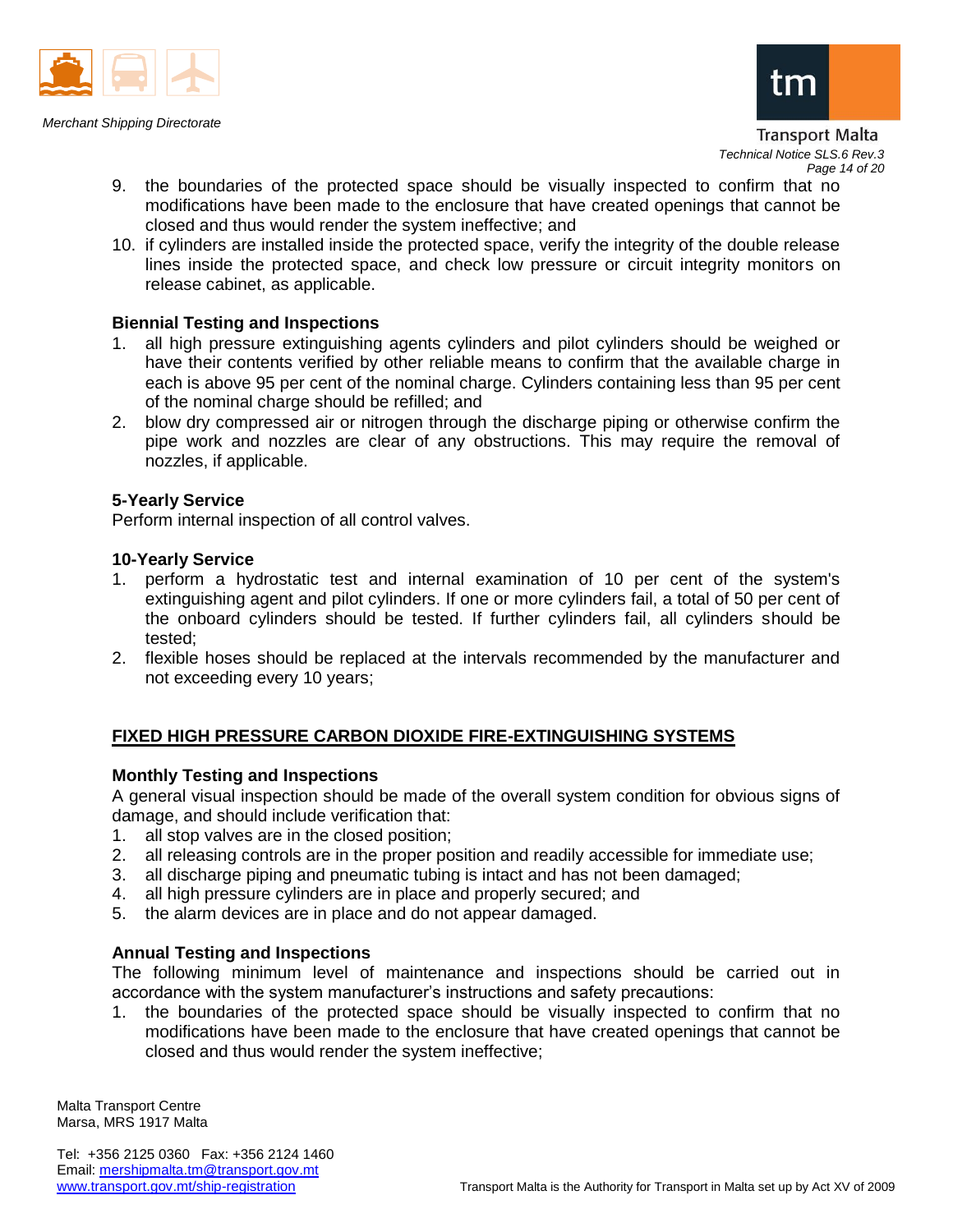9. the boundaries of the protected space should be visually inspected to confirm that no modifications have been made to the enclosure that have created openings that cannot be closed and thus would render the system ineffective; and
10. if cylinders are installed inside the protected space, verify the integrity of the double release lines inside the protected space, and check low pressure or circuit integrity monitors on release cabinet, as applicable.

**Biennial Testing and Inspections**

1. all high pressure extinguishing agents cylinders and pilot cylinders should be weighed or have their contents verified by other reliable means to confirm that the available charge in each is above 95 per cent of the nominal charge. Cylinders containing less than 95 per cent of the nominal charge should be refilled; and
2. blow dry compressed air or nitrogen through the discharge piping or otherwise confirm the pipe work and nozzles are clear of any obstructions. This may require the removal of nozzles, if applicable.

**5-Yearly Service**

Perform internal inspection of all control valves.

**10-Yearly Service**

1. perform a hydrostatic test and internal examination of 10 per cent of the system's extinguishing agent and pilot cylinders. If one or more cylinders fail, a total of 50 per cent of the onboard cylinders should be tested. If further cylinders fail, all cylinders should be tested;
2. flexible hoses should be replaced at the intervals recommended by the manufacturer and not exceeding every 10 years;

## FIXED HIGH PRESSURE CARBON DIOXIDE FIRE-EXTINGUISHING SYSTEMS

**Monthly Testing and Inspections**

A general visual inspection should be made of the overall system condition for obvious signs of damage, and should include verification that:

1. all stop valves are in the closed position;
2. all releasing controls are in the proper position and readily accessible for immediate use;
3. all discharge piping and pneumatic tubing is intact and has not been damaged;
4. all high pressure cylinders are in place and properly secured; and
5. the alarm devices are in place and do not appear damaged.

**Annual Testing and Inspections**

The following minimum level of maintenance and inspections should be carried out in accordance with the system manufacturer's instructions and safety precautions:

1. the boundaries of the protected space should be visually inspected to confirm that no modifications have been made to the enclosure that have created openings that cannot be closed and thus would render the system ineffective;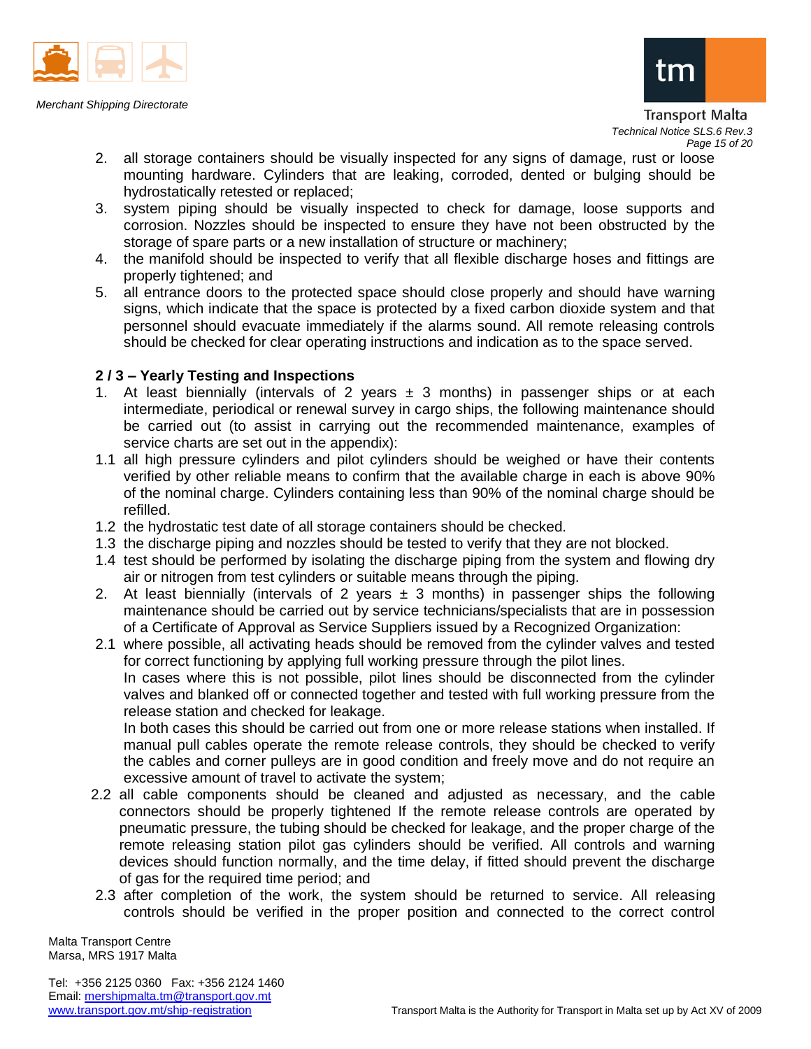2. all storage containers should be visually inspected for any signs of damage, rust or loose mounting hardware. Cylinders that are leaking, corroded, dented or bulging should be hydrostatically retested or replaced;
3. system piping should be visually inspected to check for damage, loose supports and corrosion. Nozzles should be inspected to ensure they have not been obstructed by the storage of spare parts or a new installation of structure or machinery;
4. the manifold should be inspected to verify that all flexible discharge hoses and fittings are properly tightened; and
5. all entrance doors to the protected space should close properly and should have warning signs, which indicate that the space is protected by a fixed carbon dioxide system and that personnel should evacuate immediately if the alarms sound. All remote releasing controls should be checked for clear operating instructions and indication as to the space served.

**2 / 3 – Yearly Testing and Inspections**

1. At least biennially (intervals of 2 years ± 3 months) in passenger ships or at each intermediate, periodical or renewal survey in cargo ships, the following maintenance should be carried out (to assist in carrying out the recommended maintenance, examples of service charts are set out in the appendix):

1.1 all high pressure cylinders and pilot cylinders should be weighed or have their contents verified by other reliable means to confirm that the available charge in each is above 90% of the nominal charge. Cylinders containing less than 90% of the nominal charge should be refilled.

1.2 the hydrostatic test date of all storage containers should be checked.

1.3 the discharge piping and nozzles should be tested to verify that they are not blocked.

1.4 test should be performed by isolating the discharge piping from the system and flowing dry air or nitrogen from test cylinders or suitable means through the piping.

2. At least biennially (intervals of 2 years ± 3 months) in passenger ships the following maintenance should be carried out by service technicians/specialists that are in possession of a Certificate of Approval as Service Suppliers issued by a Recognized Organization:

2.1 where possible, all activating heads should be removed from the cylinder valves and tested for correct functioning by applying full working pressure through the pilot lines.
In cases where this is not possible, pilot lines should be disconnected from the cylinder valves and blanked off or connected together and tested with full working pressure from the release station and checked for leakage.
In both cases this should be carried out from one or more release stations when installed. If manual pull cables operate the remote release controls, they should be checked to verify the cables and corner pulleys are in good condition and freely move and do not require an excessive amount of travel to activate the system;

2.2 all cable components should be cleaned and adjusted as necessary, and the cable connectors should be properly tightened If the remote release controls are operated by pneumatic pressure, the tubing should be checked for leakage, and the proper charge of the remote releasing station pilot gas cylinders should be verified. All controls and warning devices should function normally, and the time delay, if fitted should prevent the discharge of gas for the required time period; and

2.3 after completion of the work, the system should be returned to service. All releasing controls should be verified in the proper position and connected to the correct control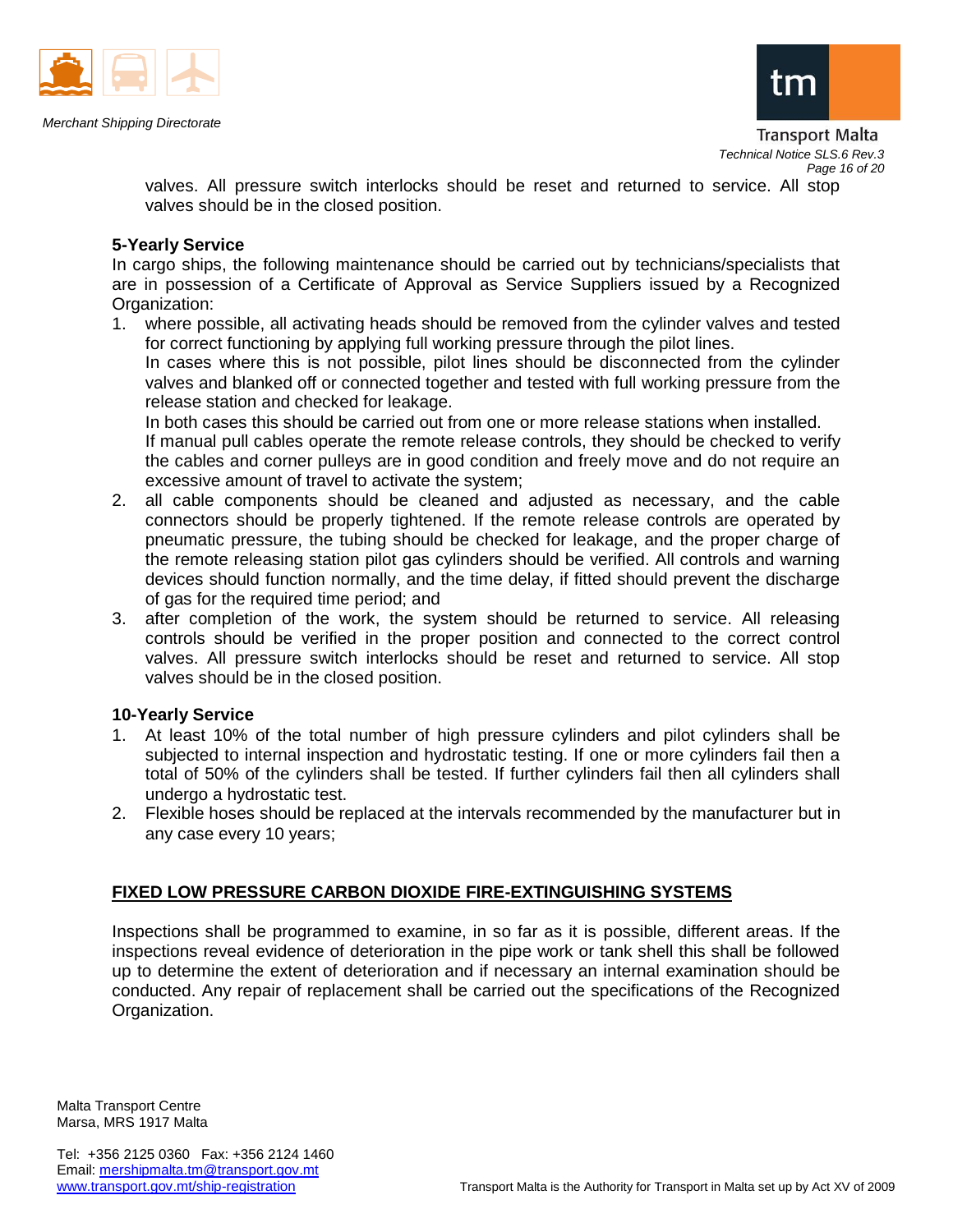valves. All pressure switch interlocks should be reset and returned to service. All stop valves should be in the closed position.

**5-Yearly Service**

In cargo ships, the following maintenance should be carried out by technicians/specialists that are in possession of a Certificate of Approval as Service Suppliers issued by a Recognized Organization:

1. where possible, all activating heads should be removed from the cylinder valves and tested for correct functioning by applying full working pressure through the pilot lines.
   In cases where this is not possible, pilot lines should be disconnected from the cylinder valves and blanked off or connected together and tested with full working pressure from the release station and checked for leakage.
   In both cases this should be carried out from one or more release stations when installed.
   If manual pull cables operate the remote release controls, they should be checked to verify the cables and corner pulleys are in good condition and freely move and do not require an excessive amount of travel to activate the system;
2. all cable components should be cleaned and adjusted as necessary, and the cable connectors should be properly tightened. If the remote release controls are operated by pneumatic pressure, the tubing should be checked for leakage, and the proper charge of the remote releasing station pilot gas cylinders should be verified. All controls and warning devices should function normally, and the time delay, if fitted should prevent the discharge of gas for the required time period; and
3. after completion of the work, the system should be returned to service. All releasing controls should be verified in the proper position and connected to the correct control valves. All pressure switch interlocks should be reset and returned to service. All stop valves should be in the closed position.

**10-Yearly Service**

1. At least 10% of the total number of high pressure cylinders and pilot cylinders shall be subjected to internal inspection and hydrostatic testing. If one or more cylinders fail then a total of 50% of the cylinders shall be tested. If further cylinders fail then all cylinders shall undergo a hydrostatic test.
2. Flexible hoses should be replaced at the intervals recommended by the manufacturer but in any case every 10 years;

## FIXED LOW PRESSURE CARBON DIOXIDE FIRE-EXTINGUISHING SYSTEMS

Inspections shall be programmed to examine, in so far as it is possible, different areas. If the inspections reveal evidence of deterioration in the pipe work or tank shell this shall be followed up to determine the extent of deterioration and if necessary an internal examination should be conducted. Any repair of replacement shall be carried out the specifications of the Recognized Organization.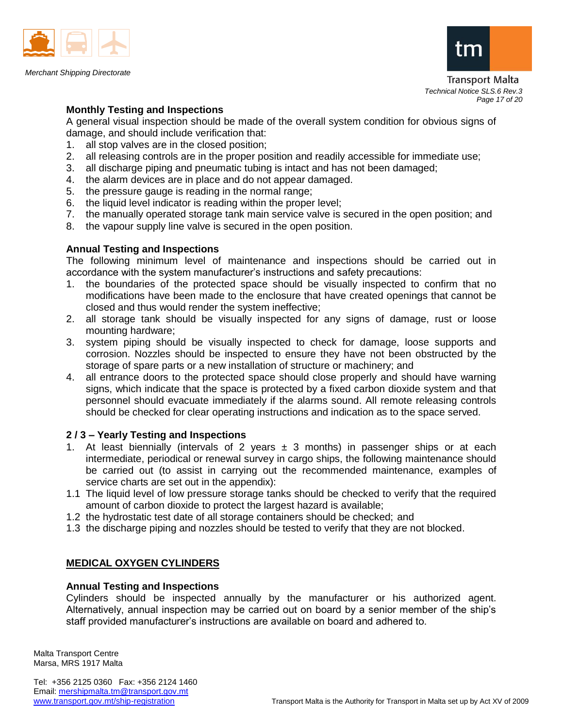**Monthly Testing and Inspections**

A general visual inspection should be made of the overall system condition for obvious signs of damage, and should include verification that:

1. all stop valves are in the closed position;
2. all releasing controls are in the proper position and readily accessible for immediate use;
3. all discharge piping and pneumatic tubing is intact and has not been damaged;
4. the alarm devices are in place and do not appear damaged.
5. the pressure gauge is reading in the normal range;
6. the liquid level indicator is reading within the proper level;
7. the manually operated storage tank main service valve is secured in the open position; and
8. the vapour supply line valve is secured in the open position.

**Annual Testing and Inspections**

The following minimum level of maintenance and inspections should be carried out in accordance with the system manufacturer's instructions and safety precautions:

1. the boundaries of the protected space should be visually inspected to confirm that no modifications have been made to the enclosure that have created openings that cannot be closed and thus would render the system ineffective;
2. all storage tank should be visually inspected for any signs of damage, rust or loose mounting hardware;
3. system piping should be visually inspected to check for damage, loose supports and corrosion. Nozzles should be inspected to ensure they have not been obstructed by the storage of spare parts or a new installation of structure or machinery; and
4. all entrance doors to the protected space should close properly and should have warning signs, which indicate that the space is protected by a fixed carbon dioxide system and that personnel should evacuate immediately if the alarms sound. All remote releasing controls should be checked for clear operating instructions and indication as to the space served.

**2 / 3 – Yearly Testing and Inspections**

1. At least biennially (intervals of 2 years ± 3 months) in passenger ships or at each intermediate, periodical or renewal survey in cargo ships, the following maintenance should be carried out (to assist in carrying out the recommended maintenance, examples of service charts are set out in the appendix):

1.1 The liquid level of low pressure storage tanks should be checked to verify that the required amount of carbon dioxide to protect the largest hazard is available;

1.2 the hydrostatic test date of all storage containers should be checked; and

1.3 the discharge piping and nozzles should be tested to verify that they are not blocked.

**MEDICAL OXYGEN CYLINDERS**

**Annual Testing and Inspections**

Cylinders should be inspected annually by the manufacturer or his authorized agent. Alternatively, annual inspection may be carried out on board by a senior member of the ship's staff provided manufacturer's instructions are available on board and adhered to.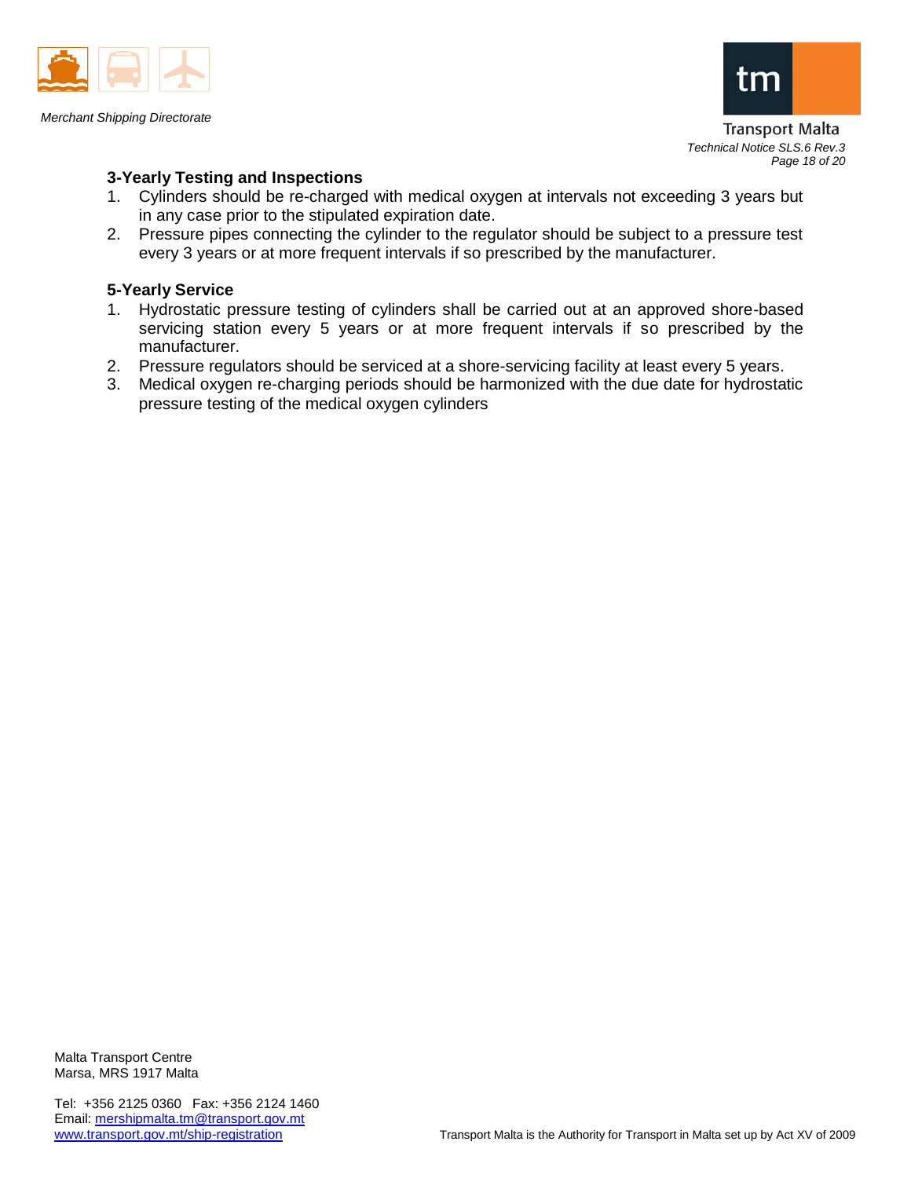**3-Yearly Testing and Inspections**

1. Cylinders should be re-charged with medical oxygen at intervals not exceeding 3 years but in any case prior to the stipulated expiration date.
2. Pressure pipes connecting the cylinder to the regulator should be subject to a pressure test every 3 years or at more frequent intervals if so prescribed by the manufacturer.

**5-Yearly Service**

1. Hydrostatic pressure testing of cylinders shall be carried out at an approved shore-based servicing station every 5 years or at more frequent intervals if so prescribed by the manufacturer.
2. Pressure regulators should be serviced at a shore-servicing facility at least every 5 years.
3. Medical oxygen re-charging periods should be harmonized with the due date for hydrostatic pressure testing of the medical oxygen cylinders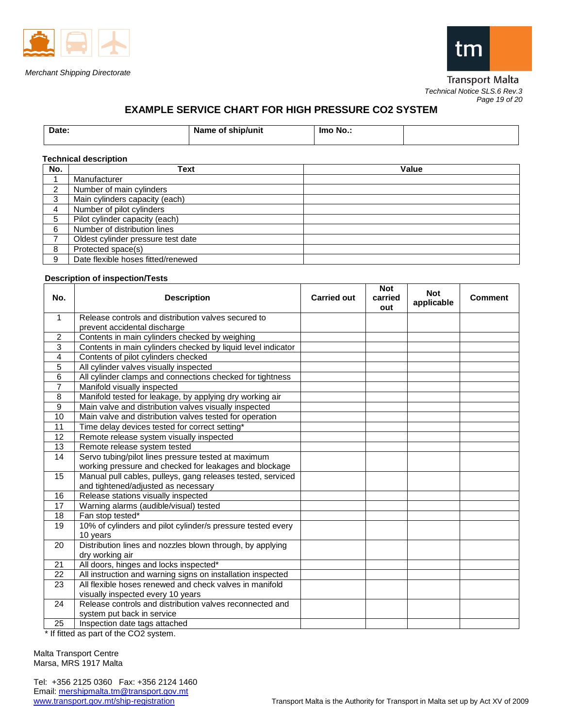Merchant Shipping Directorate

Transport Malta

*Technical Notice SLS.6 Rev.3*

## EXAMPLE SERVICE CHART FOR HIGH PRESSURE $CO_2$ SYSTEM

| Date: | Name of ship/unit | Imo No.: | |
|---|---|---|---|

**Technical description**

| No. | Text | Value |
|---|---|---|
| 1 | Manufacturer | |
| 2 | Number of main cylinders | |
| 3 | Main cylinders capacity (each) | |
| 4 | Number of pilot cylinders | |
| 5 | Pilot cylinder capacity (each) | |
| 6 | Number of distribution lines | |
| 7 | Oldest cylinder pressure test date | |
| 8 | Protected space(s) | |
| 9 | Date flexible hoses fitted/renewed | |

**Description of inspection/Tests**

| No. | Description | Carried out | Not carried out | Not applicable | Comment |
|---|---|---|---|---|---|
| 1 | Release controls and distribution valves secured to prevent accidental discharge | | | | |
| 2 | Contents in main cylinders checked by weighing | | | | |
| 3 | Contents in main cylinders checked by liquid level indicator | | | | |
| 4 | Contents of pilot cylinders checked | | | | |
| 5 | All cylinder valves visually inspected | | | | |
| 6 | All cylinder clamps and connections checked for tightness | | | | |
| 7 | Manifold visually inspected | | | | |
| 8 | Manifold tested for leakage, by applying dry working air | | | | |
| 9 | Main valve and distribution valves visually inspected | | | | |
| 10 | Main valve and distribution valves tested for operation | | | | |
| 11 | Time delay devices tested for correct setting* | | | | |
| 12 | Remote release system visually inspected | | | | |
| 13 | Remote release system tested | | | | |
| 14 | Servo tubing/pilot lines pressure tested at maximum working pressure and checked for leakages and blockage | | | | |
| 15 | Manual pull cables, pulleys, gang releases tested, serviced and tightened/adjusted as necessary | | | | |
| 16 | Release stations visually inspected | | | | |
| 17 | Warning alarms (audible/visual) tested | | | | |
| 18 | Fan stop tested* | | | | |
| 19 | 10% of cylinders and pilot cylinder/s pressure tested every 10 years | | | | |
| 20 | Distribution lines and nozzles blown through, by applying dry working air | | | | |
| 21 | All doors, hinges and locks inspected* | | | | |
| 22 | All instruction and warning signs on installation inspected | | | | |
| 23 | All flexible hoses renewed and check valves in manifold visually inspected every 10 years | | | | |
| 24 | Release controls and distribution valves reconnected and system put back in service | | | | |
| 25 | Inspection date tags attached | | | | |

\* If fitted as part of the $CO_2$ system.

Malta Transport Centre
Marsa, MRS 1917 Malta

Tel: +356 2125 0360 Fax: +356 2124 1460
Email: mershipmalta.tm@transport.gov.mt
www.transport.gov.mt/ship-registration

Transport Malta is the Authority for Transport in Malta set up by Act XV of 2009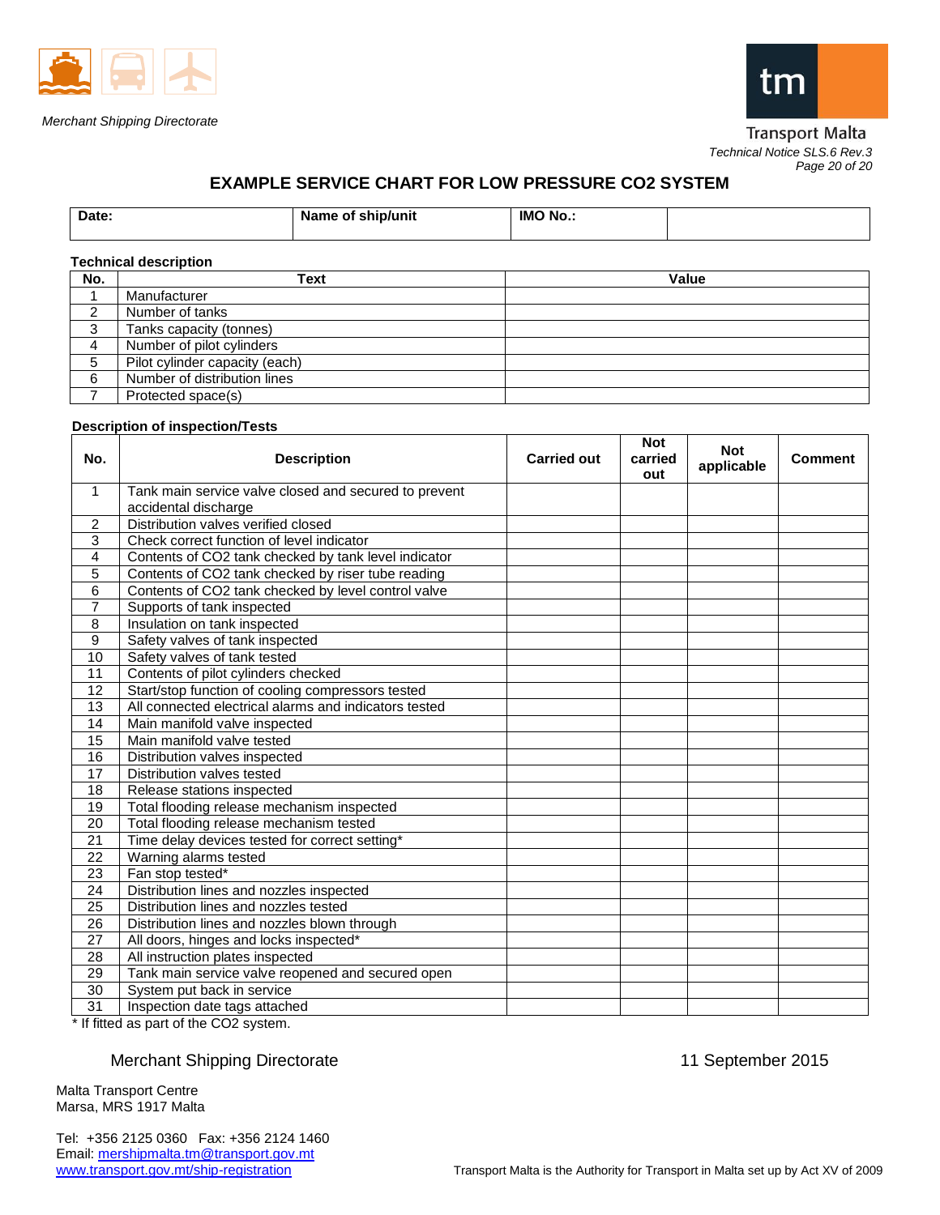Merchant Shipping Directorate

## EXAMPLE SERVICE CHART FOR LOW PRESSURE $CO_2$ SYSTEM

| Date: | Name of ship/unit | IMO No.: | |
|---|---|---|---|

**Technical description**

| No. | Text | Value |
|---|---|---|
| 1 | Manufacturer | |
| 2 | Number of tanks | |
| 3 | Tanks capacity (tonnes) | |
| 4 | Number of pilot cylinders | |
| 5 | Pilot cylinder capacity (each) | |
| 6 | Number of distribution lines | |
| 7 | Protected space(s) | |

**Description of inspection/Tests**

| No. | Description | Carried out | Not carried out | Not applicable | Comment |
|---|---|---|---|---|---|
| 1 | Tank main service valve closed and secured to prevent accidental discharge | | | | |
| 2 | Distribution valves verified closed | | | | |
| 3 | Check correct function of level indicator | | | | |
| 4 | Contents of $CO_2$ tank checked by tank level indicator | | | | |
| 5 | Contents of $CO_2$ tank checked by riser tube reading | | | | |
| 6 | Contents of $CO_2$ tank checked by level control valve | | | | |
| 7 | Supports of tank inspected | | | | |
| 8 | Insulation on tank inspected | | | | |
| 9 | Safety valves of tank inspected | | | | |
| 10 | Safety valves of tank tested | | | | |
| 11 | Contents of pilot cylinders checked | | | | |
| 12 | Start/stop function of cooling compressors tested | | | | |
| 13 | All connected electrical alarms and indicators tested | | | | |
| 14 | Main manifold valve inspected | | | | |
| 15 | Main manifold valve tested | | | | |
| 16 | Distribution valves inspected | | | | |
| 17 | Distribution valves tested | | | | |
| 18 | Release stations inspected | | | | |
| 19 | Total flooding release mechanism inspected | | | | |
| 20 | Total flooding release mechanism tested | | | | |
| 21 | Time delay devices tested for correct setting* | | | | |
| 22 | Warning alarms tested | | | | |
| 23 | Fan stop tested* | | | | |
| 24 | Distribution lines and nozzles inspected | | | | |
| 25 | Distribution lines and nozzles tested | | | | |
| 26 | Distribution lines and nozzles blown through | | | | |
| 27 | All doors, hinges and locks inspected* | | | | |
| 28 | All instruction plates inspected | | | | |
| 29 | Tank main service valve reopened and secured open | | | | |
| 30 | System put back in service | | | | |
| 31 | Inspection date tags attached | | | | |

\* If fitted as part of the $CO_2$ system.

Merchant Shipping Directorate

11 September 2015

Malta Transport Centre
Marsa, MRS 1917 Malta

Tel: +356 2125 0360 Fax: +356 2124 1460
Email: mershipmalta.tm@transport.gov.mt
www.transport.gov.mt/ship-registration

Transport Malta is the Authority for Transport in Malta set up by Act XV of 2009